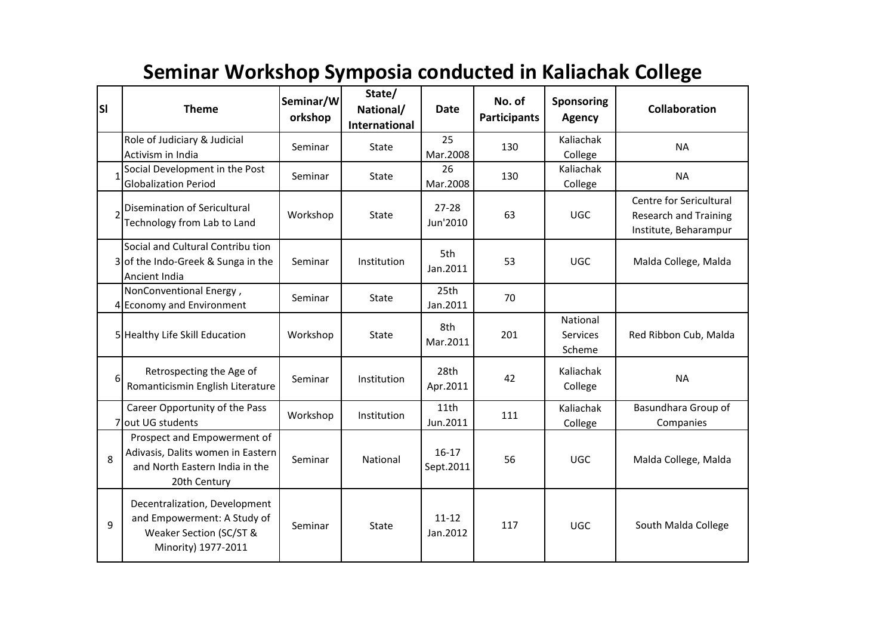# Seminar Workshop Symposia conducted in Kaliachak College

| Sl | Theme | Seminar/Workshop | State/ National/ International | Date | No. of Participants | Sponsoring Agency | Collaboration |
|---|---|---|---|---|---|---|---|
| | Role of Judiciary & Judicial Activism in India | Seminar | State | 25 Mar.2008 | 130 | Kaliachak College | NA |
| 1 | Social Development in the Post Globalization Period | Seminar | State | 26 Mar.2008 | 130 | Kaliachak College | NA |
| 2 | Disemination of Sericultural Technology from Lab to Land | Workshop | State | 27-28 Jun'2010 | 63 | UGC | Centre for Sericultural Research and Training Institute, Beharampur |
| 3 | Social and Cultural Contribu tion of the Indo-Greek & Sunga in the Ancient India | Seminar | Institution | 5th Jan.2011 | 53 | UGC | Malda College, Malda |
| 4 | NonConventional Energy , Economy and Environment | Seminar | State | 25th Jan.2011 | 70 | | |
| 5 | Healthy Life Skill Education | Workshop | State | 8th Mar.2011 | 201 | National Services Scheme | Red Ribbon Cub, Malda |
| 6 | Retrospecting the Age of Romanticismin English Literature | Seminar | Institution | 28th Apr.2011 | 42 | Kaliachak College | NA |
| 7 | Career Opportunity of the Pass out UG students | Workshop | Institution | 11th Jun.2011 | 111 | Kaliachak College | Basundhara Group of Companies |
| 8 | Prospect and Empowerment of Adivasis, Dalits women in Eastern and North Eastern India in the 20th Century | Seminar | National | 16-17 Sept.2011 | 56 | UGC | Malda College, Malda |
| 9 | Decentralization, Development and Empowerment: A Study of Weaker Section (SC/ST & Minority) 1977-2011 | Seminar | State | 11-12 Jan.2012 | 117 | UGC | South Malda College |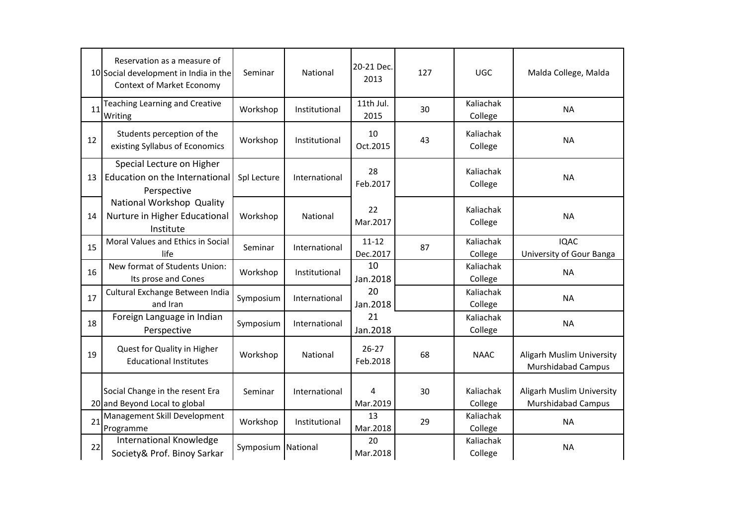| | | | | | | | |
|---|---|---|---|---|---|---|---|
| 10 | Reservation as a measure of Social development in India in the Context of Market Economy | Seminar | National | 20-21 Dec. 2013 | 127 | UGC | Malda College, Malda |
| 11 | Teaching Learning and Creative Writing | Workshop | Institutional | 11th Jul. 2015 | 30 | Kaliachak College | NA |
| 12 | Students perception of the existing Syllabus of Economics | Workshop | Institutional | 10 Oct.2015 | 43 | Kaliachak College | NA |
| 13 | Special Lecture on Higher Education on the International Perspective | Spl Lecture | International | 28 Feb.2017 | | Kaliachak College | NA |
| 14 | National Workshop Quality Nurture in Higher Educational Institute | Workshop | National | 22 Mar.2017 | | Kaliachak College | NA |
| 15 | Moral Values and Ethics in Social life | Seminar | International | 11-12 Dec.2017 | 87 | Kaliachak College | IQAC University of Gour Banga |
| 16 | New format of Students Union: Its prose and Cones | Workshop | Institutional | 10 Jan.2018 | | Kaliachak College | NA |
| 17 | Cultural Exchange Between India and Iran | Symposium | International | 20 Jan.2018 | | Kaliachak College | NA |
| 18 | Foreign Language in Indian Perspective | Symposium | International | 21 Jan.2018 | | Kaliachak College | NA |
| 19 | Quest for Quality in Higher Educational Institutes | Workshop | National | 26-27 Feb.2018 | 68 | NAAC | Aligarh Muslim University Murshidabad Campus |
| 20 | Social Change in the resent Era and Beyond Local to global | Seminar | International | 4 Mar.2019 | 30 | Kaliachak College | Aligarh Muslim University Murshidabad Campus |
| 21 | Management Skill Development Programme | Workshop | Institutional | 13 Mar.2018 | 29 | Kaliachak College | NA |
| 22 | International Knowledge Society& Prof. Binoy Sarkar | Symposium | National | 20 Mar.2018 | | Kaliachak College | NA |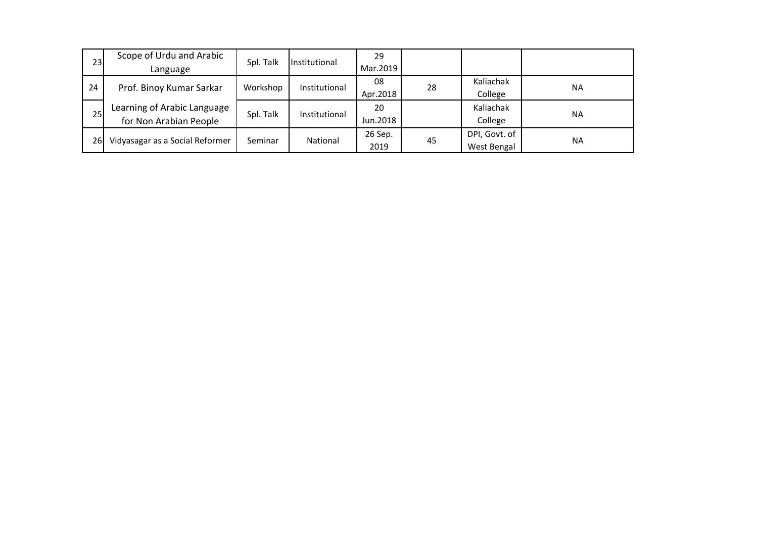| | | | | | | | |
|---|---|---|---|---|---|---|---|
| 23 | Scope of Urdu and Arabic Language | Spl. Talk | Institutional | 29 Mar.2019 | | | |
| 24 | Prof. Binoy Kumar Sarkar | Workshop | Institutional | 08 Apr.2018 | 28 | Kaliachak College | NA |
| 25 | Learning of Arabic Language for Non Arabian People | Spl. Talk | Institutional | 20 Jun.2018 | | Kaliachak College | NA |
| 26 | Vidyasagar as a Social Reformer | Seminar | National | 26 Sep. 2019 | 45 | DPI, Govt. of West Bengal | NA |